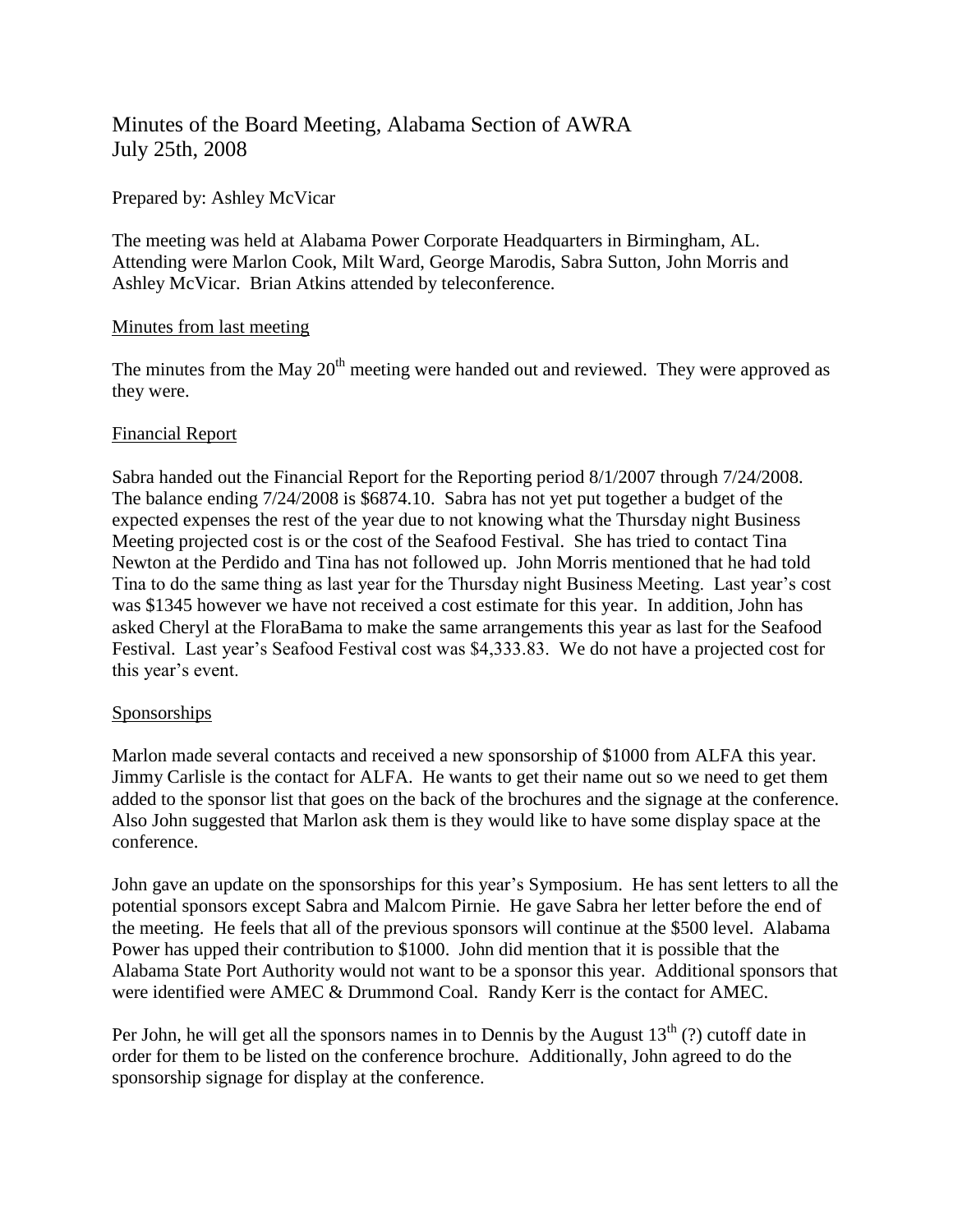# Minutes of the Board Meeting, Alabama Section of AWRA
July 25th, 2008

Prepared by: Ashley McVicar

The meeting was held at Alabama Power Corporate Headquarters in Birmingham, AL. Attending were Marlon Cook, Milt Ward, George Marodis, Sabra Sutton, John Morris and Ashley McVicar. Brian Atkins attended by teleconference.

## Minutes from last meeting

The minutes from the May 20th meeting were handed out and reviewed. They were approved as they were.

## Financial Report

Sabra handed out the Financial Report for the Reporting period 8/1/2007 through 7/24/2008. The balance ending 7/24/2008 is $6874.10. Sabra has not yet put together a budget of the expected expenses the rest of the year due to not knowing what the Thursday night Business Meeting projected cost is or the cost of the Seafood Festival. She has tried to contact Tina Newton at the Perdido and Tina has not followed up. John Morris mentioned that he had told Tina to do the same thing as last year for the Thursday night Business Meeting. Last year's cost was $1345 however we have not received a cost estimate for this year. In addition, John has asked Cheryl at the FloraBama to make the same arrangements this year as last for the Seafood Festival. Last year's Seafood Festival cost was $4,333.83. We do not have a projected cost for this year's event.

## Sponsorships

Marlon made several contacts and received a new sponsorship of $1000 from ALFA this year. Jimmy Carlisle is the contact for ALFA. He wants to get their name out so we need to get them added to the sponsor list that goes on the back of the brochures and the signage at the conference. Also John suggested that Marlon ask them is they would like to have some display space at the conference.

John gave an update on the sponsorships for this year's Symposium. He has sent letters to all the potential sponsors except Sabra and Malcom Pirnie. He gave Sabra her letter before the end of the meeting. He feels that all of the previous sponsors will continue at the $500 level. Alabama Power has upped their contribution to $1000. John did mention that it is possible that the Alabama State Port Authority would not want to be a sponsor this year. Additional sponsors that were identified were AMEC & Drummond Coal. Randy Kerr is the contact for AMEC.

Per John, he will get all the sponsors names in to Dennis by the August 13th (?) cutoff date in order for them to be listed on the conference brochure. Additionally, John agreed to do the sponsorship signage for display at the conference.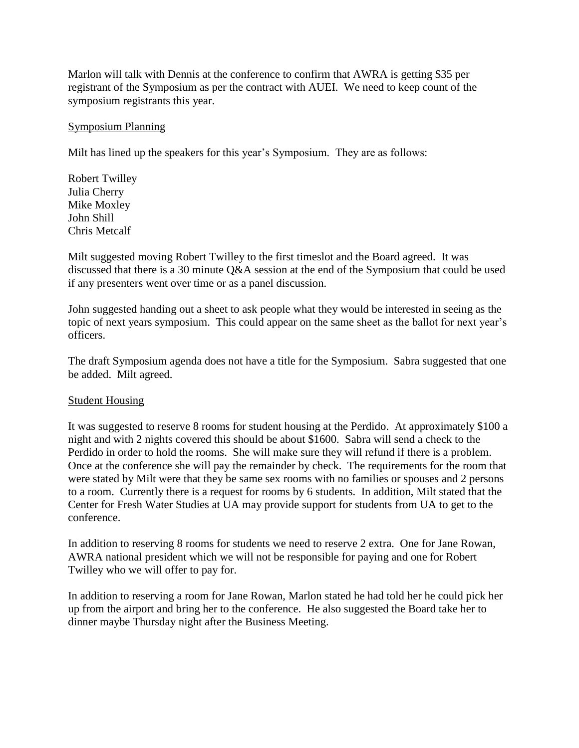Marlon will talk with Dennis at the conference to confirm that AWRA is getting $35 per registrant of the Symposium as per the contract with AUEI. We need to keep count of the symposium registrants this year.

## Symposium Planning

Milt has lined up the speakers for this year's Symposium. They are as follows:

Robert Twilley
Julia Cherry
Mike Moxley
John Shill
Chris Metcalf

Milt suggested moving Robert Twilley to the first timeslot and the Board agreed. It was discussed that there is a 30 minute Q&A session at the end of the Symposium that could be used if any presenters went over time or as a panel discussion.

John suggested handing out a sheet to ask people what they would be interested in seeing as the topic of next years symposium. This could appear on the same sheet as the ballot for next year's officers.

The draft Symposium agenda does not have a title for the Symposium. Sabra suggested that one be added. Milt agreed.

## Student Housing

It was suggested to reserve 8 rooms for student housing at the Perdido. At approximately $100 a night and with 2 nights covered this should be about $1600. Sabra will send a check to the Perdido in order to hold the rooms. She will make sure they will refund if there is a problem. Once at the conference she will pay the remainder by check. The requirements for the room that were stated by Milt were that they be same sex rooms with no families or spouses and 2 persons to a room. Currently there is a request for rooms by 6 students. In addition, Milt stated that the Center for Fresh Water Studies at UA may provide support for students from UA to get to the conference.

In addition to reserving 8 rooms for students we need to reserve 2 extra. One for Jane Rowan, AWRA national president which we will not be responsible for paying and one for Robert Twilley who we will offer to pay for.

In addition to reserving a room for Jane Rowan, Marlon stated he had told her he could pick her up from the airport and bring her to the conference. He also suggested the Board take her to dinner maybe Thursday night after the Business Meeting.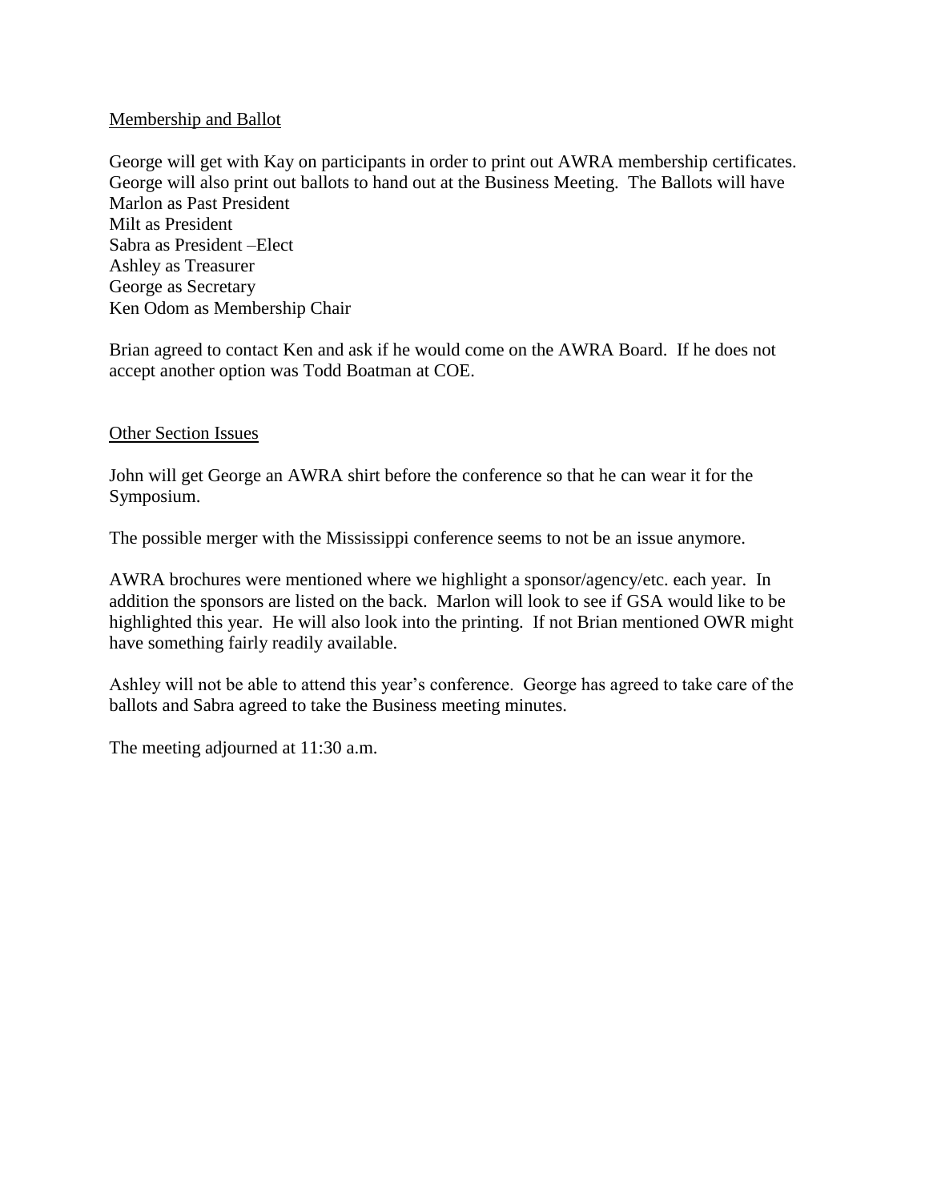Membership and Ballot

George will get with Kay on participants in order to print out AWRA membership certificates. George will also print out ballots to hand out at the Business Meeting. The Ballots will have
Marlon as Past President
Milt as President
Sabra as President –Elect
Ashley as Treasurer
George as Secretary
Ken Odom as Membership Chair

Brian agreed to contact Ken and ask if he would come on the AWRA Board. If he does not accept another option was Todd Boatman at COE.

Other Section Issues

John will get George an AWRA shirt before the conference so that he can wear it for the Symposium.

The possible merger with the Mississippi conference seems to not be an issue anymore.

AWRA brochures were mentioned where we highlight a sponsor/agency/etc. each year. In addition the sponsors are listed on the back. Marlon will look to see if GSA would like to be highlighted this year. He will also look into the printing. If not Brian mentioned OWR might have something fairly readily available.

Ashley will not be able to attend this year's conference. George has agreed to take care of the ballots and Sabra agreed to take the Business meeting minutes.

The meeting adjourned at 11:30 a.m.